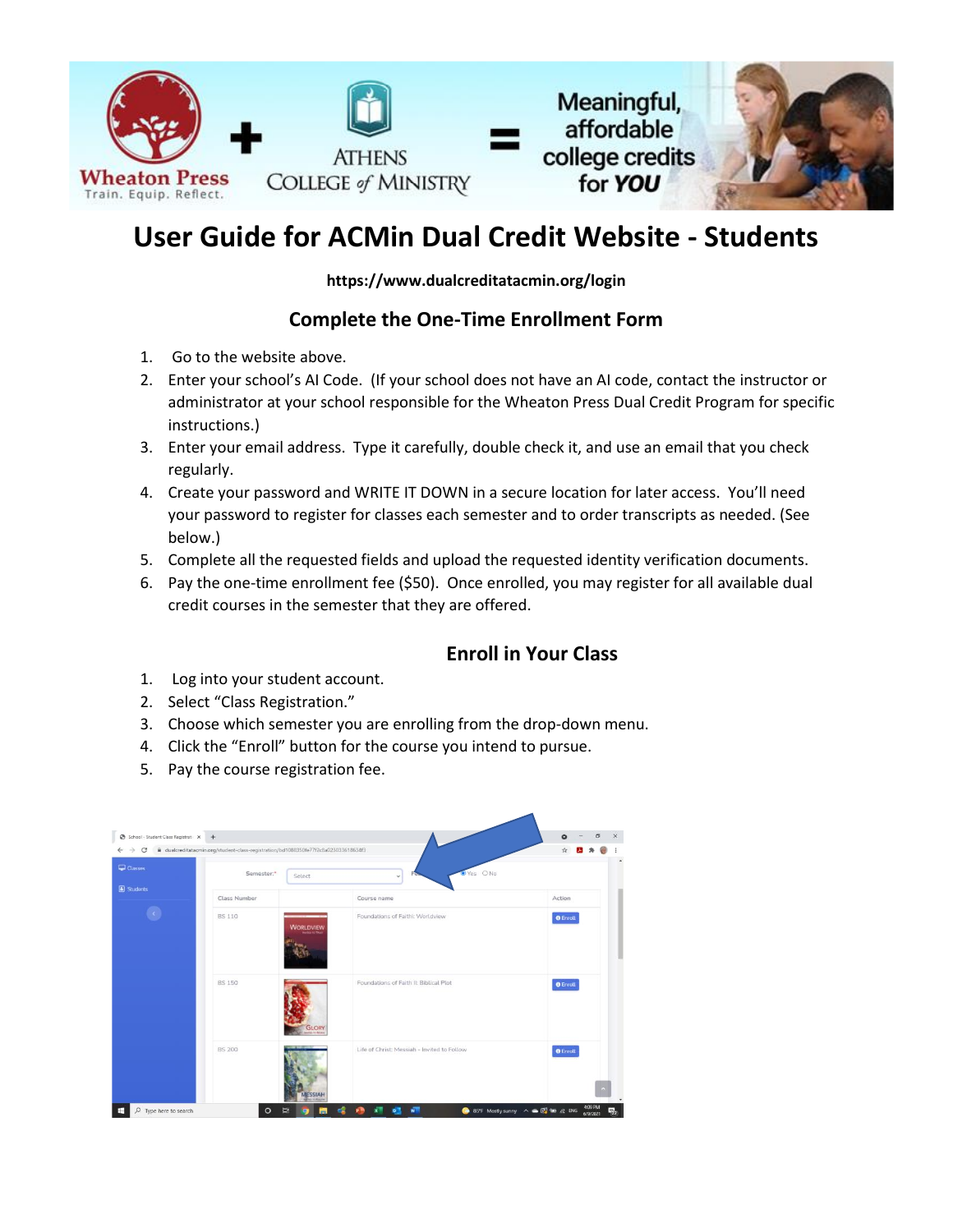# User Guide for ACMin Dual Credit Website - Students

**https://www.dualcreditatacmin.org/login**

## Complete the One-Time Enrollment Form

1. Go to the website above.
2. Enter your school's AI Code. (If your school does not have an AI code, contact the instructor or administrator at your school responsible for the Wheaton Press Dual Credit Program for specific instructions.)
3. Enter your email address. Type it carefully, double check it, and use an email that you check regularly.
4. Create your password and WRITE IT DOWN in a secure location for later access. You'll need your password to register for classes each semester and to order transcripts as needed. (See below.)
5. Complete all the requested fields and upload the requested identity verification documents.
6. Pay the one-time enrollment fee ($50). Once enrolled, you may register for all available dual credit courses in the semester that they are offered.

## Enroll in Your Class

1. Log into your student account.
2. Select "Class Registration."
3. Choose which semester you are enrolling from the drop-down menu.
4. Click the "Enroll" button for the course you intend to pursue.
5. Pay the course registration fee.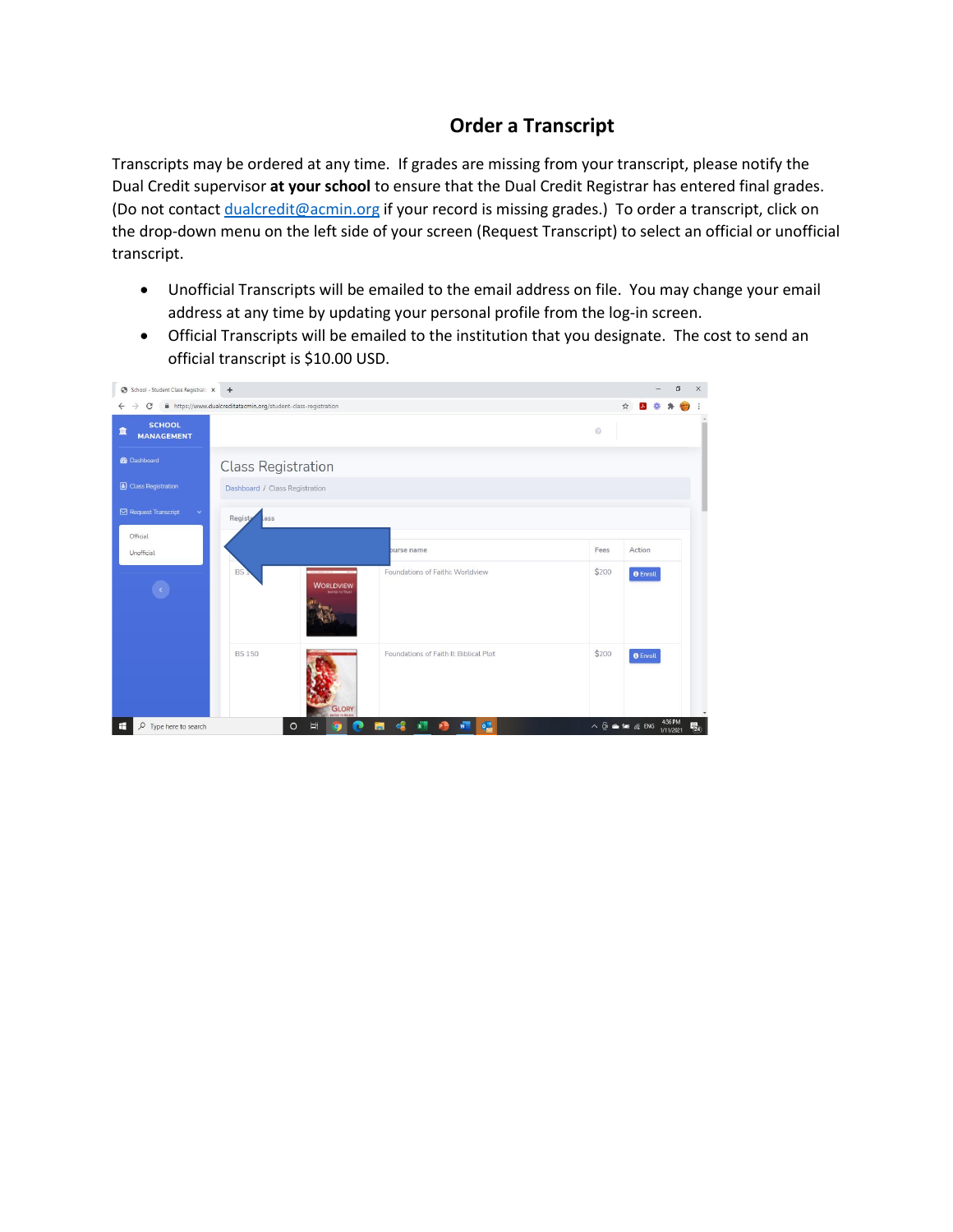## Order a Transcript

Transcripts may be ordered at any time. If grades are missing from your transcript, please notify the Dual Credit supervisor **at your school** to ensure that the Dual Credit Registrar has entered final grades. (Do not contact dualcredit@acmin.org if your record is missing grades.) To order a transcript, click on the drop-down menu on the left side of your screen (Request Transcript) to select an official or unofficial transcript.

- Unofficial Transcripts will be emailed to the email address on file. You may change your email address at any time by updating your personal profile from the log-in screen.
- Official Transcripts will be emailed to the institution that you designate. The cost to send an official transcript is $10.00 USD.